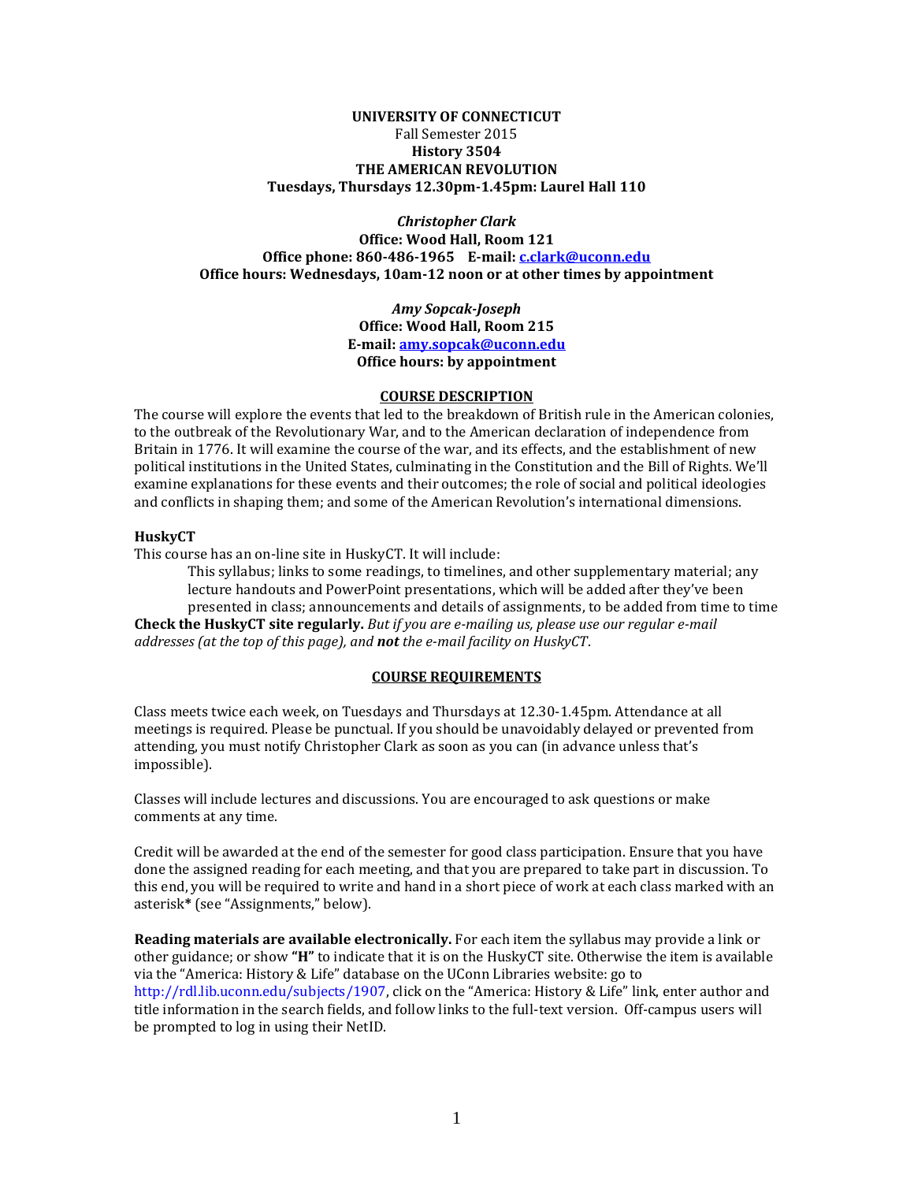**UNIVERSITY OF CONNECTICUT**
Fall Semester 2015
**History 3504**
**THE AMERICAN REVOLUTION**
**Tuesdays, Thursdays 12.30pm-1.45pm: Laurel Hall 110**

***Christopher Clark***
**Office: Wood Hall, Room 121**
**Office phone: 860-486-1965 E-mail: c.clark@uconn.edu**
**Office hours: Wednesdays, 10am-12 noon or at other times by appointment**

***Amy Sopcak-Joseph***
**Office: Wood Hall, Room 215**
**E-mail: amy.sopcak@uconn.edu**
**Office hours: by appointment**

## COURSE DESCRIPTION

The course will explore the events that led to the breakdown of British rule in the American colonies, to the outbreak of the Revolutionary War, and to the American declaration of independence from Britain in 1776. It will examine the course of the war, and its effects, and the establishment of new political institutions in the United States, culminating in the Constitution and the Bill of Rights. We'll examine explanations for these events and their outcomes; the role of social and political ideologies and conflicts in shaping them; and some of the American Revolution's international dimensions.

**HuskyCT**

This course has an on-line site in HuskyCT. It will include:

> This syllabus; links to some readings, to timelines, and other supplementary material; any lecture handouts and PowerPoint presentations, which will be added after they've been presented in class; announcements and details of assignments, to be added from time to time

**Check the HuskyCT site regularly.** *But if you are e-mailing us, please use our regular e-mail addresses (at the top of this page), and* ***not*** *the e-mail facility on HuskyCT*.

## COURSE REQUIREMENTS

Class meets twice each week, on Tuesdays and Thursdays at 12.30-1.45pm. Attendance at all meetings is required. Please be punctual. If you should be unavoidably delayed or prevented from attending, you must notify Christopher Clark as soon as you can (in advance unless that's impossible).

Classes will include lectures and discussions. You are encouraged to ask questions or make comments at any time.

Credit will be awarded at the end of the semester for good class participation. Ensure that you have done the assigned reading for each meeting, and that you are prepared to take part in discussion. To this end, you will be required to write and hand in a short piece of work at each class marked with an asterisk* (see "Assignments," below).

**Reading materials are available electronically.** For each item the syllabus may provide a link or other guidance; or show **"H"** to indicate that it is on the HuskyCT site. Otherwise the item is available via the "America: History & Life" database on the UConn Libraries website: go to http://rdl.lib.uconn.edu/subjects/1907, click on the "America: History & Life" link, enter author and title information in the search fields, and follow links to the full-text version. Off-campus users will be prompted to log in using their NetID.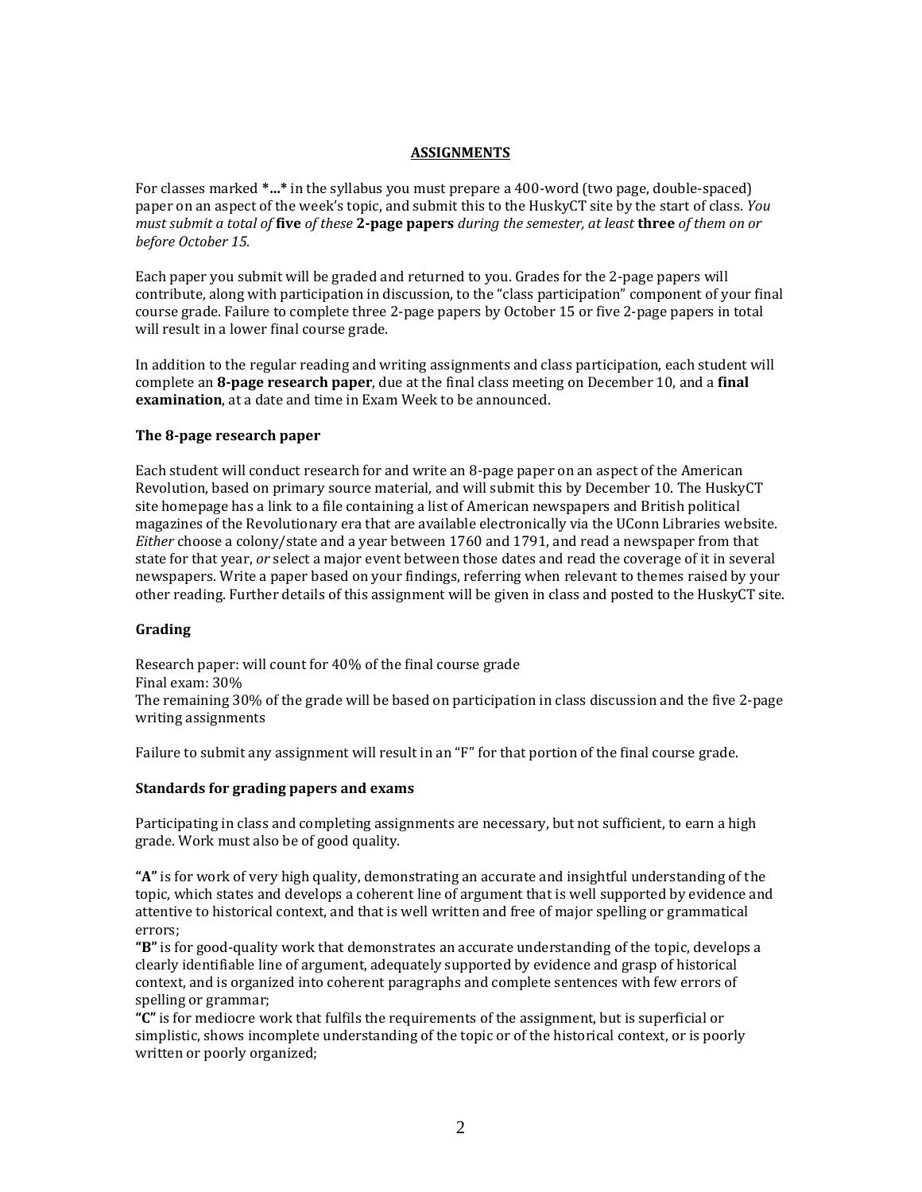## ASSIGNMENTS

For classes marked **\*...\*** in the syllabus you must prepare a 400-word (two page, double-spaced) paper on an aspect of the week's topic, and submit this to the HuskyCT site by the start of class. *You must submit a total of* **five** *of these* **2-page papers** *during the semester, at least* **three** *of them on or before October 15.*

Each paper you submit will be graded and returned to you. Grades for the 2-page papers will contribute, along with participation in discussion, to the "class participation" component of your final course grade. Failure to complete three 2-page papers by October 15 or five 2-page papers in total will result in a lower final course grade.

In addition to the regular reading and writing assignments and class participation, each student will complete an **8-page research paper**, due at the final class meeting on December 10, and a **final examination**, at a date and time in Exam Week to be announced.

### The 8-page research paper

Each student will conduct research for and write an 8-page paper on an aspect of the American Revolution, based on primary source material, and will submit this by December 10. The HuskyCT site homepage has a link to a file containing a list of American newspapers and British political magazines of the Revolutionary era that are available electronically via the UConn Libraries website. *Either* choose a colony/state and a year between 1760 and 1791, and read a newspaper from that state for that year, *or* select a major event between those dates and read the coverage of it in several newspapers. Write a paper based on your findings, referring when relevant to themes raised by your other reading. Further details of this assignment will be given in class and posted to the HuskyCT site.

### Grading

Research paper: will count for 40% of the final course grade
Final exam: 30%
The remaining 30% of the grade will be based on participation in class discussion and the five 2-page writing assignments

Failure to submit any assignment will result in an "F" for that portion of the final course grade.

### Standards for grading papers and exams

Participating in class and completing assignments are necessary, but not sufficient, to earn a high grade. Work must also be of good quality.

**"A"** is for work of very high quality, demonstrating an accurate and insightful understanding of the topic, which states and develops a coherent line of argument that is well supported by evidence and attentive to historical context, and that is well written and free of major spelling or grammatical errors;
**"B"** is for good-quality work that demonstrates an accurate understanding of the topic, develops a clearly identifiable line of argument, adequately supported by evidence and grasp of historical context, and is organized into coherent paragraphs and complete sentences with few errors of spelling or grammar;
**"C"** is for mediocre work that fulfils the requirements of the assignment, but is superficial or simplistic, shows incomplete understanding of the topic or of the historical context, or is poorly written or poorly organized;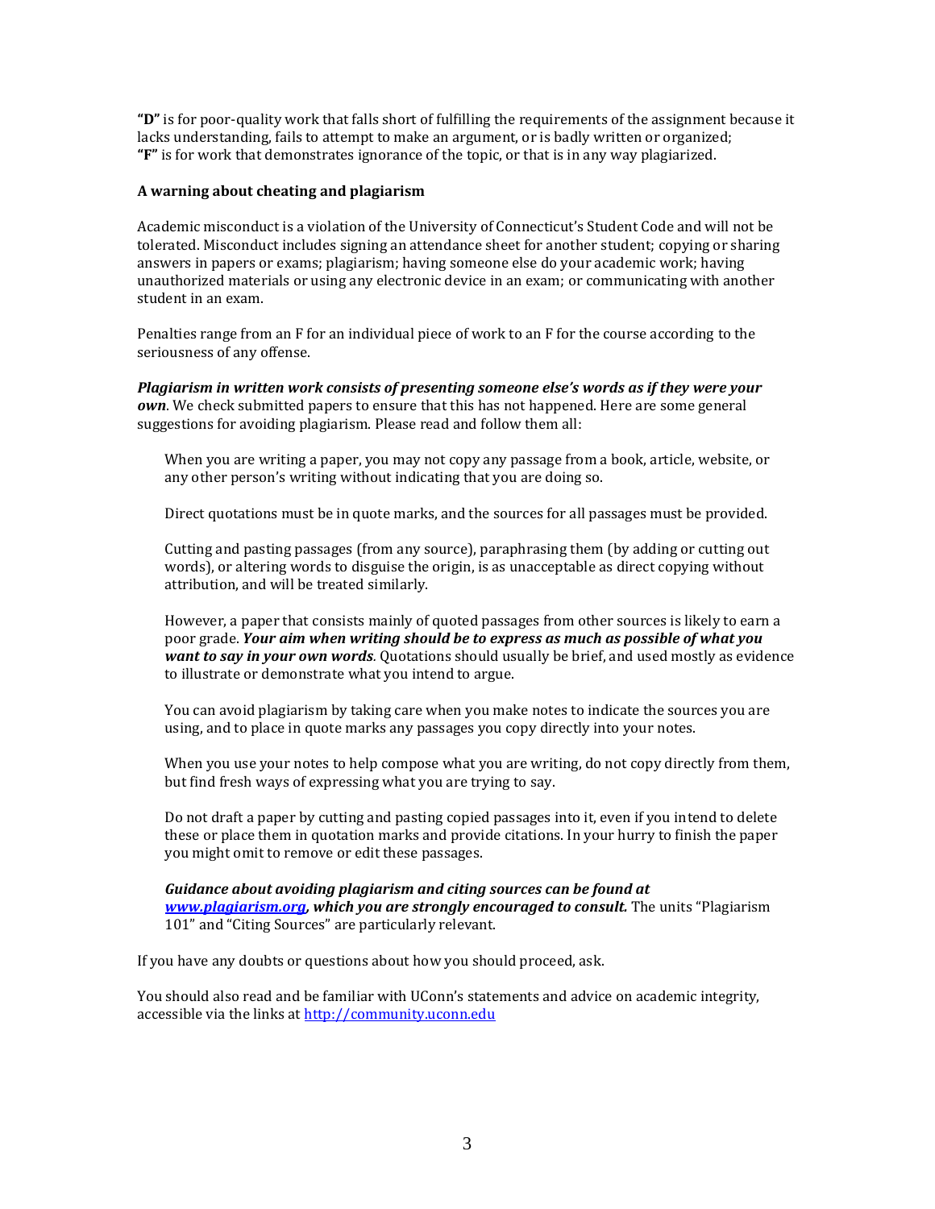**"D"** is for poor-quality work that falls short of fulfilling the requirements of the assignment because it lacks understanding, fails to attempt to make an argument, or is badly written or organized;
**"F"** is for work that demonstrates ignorance of the topic, or that is in any way plagiarized.

**A warning about cheating and plagiarism**

Academic misconduct is a violation of the University of Connecticut's Student Code and will not be tolerated. Misconduct includes signing an attendance sheet for another student; copying or sharing answers in papers or exams; plagiarism; having someone else do your academic work; having unauthorized materials or using any electronic device in an exam; or communicating with another student in an exam.

Penalties range from an F for an individual piece of work to an F for the course according to the seriousness of any offense.

***Plagiarism in written work consists of presenting someone else's words as if they were your own***. We check submitted papers to ensure that this has not happened. Here are some general suggestions for avoiding plagiarism. Please read and follow them all:

> When you are writing a paper, you may not copy any passage from a book, article, website, or any other person's writing without indicating that you are doing so.
>
> Direct quotations must be in quote marks, and the sources for all passages must be provided.
>
> Cutting and pasting passages (from any source), paraphrasing them (by adding or cutting out words), or altering words to disguise the origin, is as unacceptable as direct copying without attribution, and will be treated similarly.
>
> However, a paper that consists mainly of quoted passages from other sources is likely to earn a poor grade. ***Your aim when writing should be to express as much as possible of what you want to say in your own words***. Quotations should usually be brief, and used mostly as evidence to illustrate or demonstrate what you intend to argue.
>
> You can avoid plagiarism by taking care when you make notes to indicate the sources you are using, and to place in quote marks any passages you copy directly into your notes.
>
> When you use your notes to help compose what you are writing, do not copy directly from them, but find fresh ways of expressing what you are trying to say.
>
> Do not draft a paper by cutting and pasting copied passages into it, even if you intend to delete these or place them in quotation marks and provide citations. In your hurry to finish the paper you might omit to remove or edit these passages.
>
> ***Guidance about avoiding plagiarism and citing sources can be found at [www.plagiarism.org](www.plagiarism.org), which you are strongly encouraged to consult.*** The units "Plagiarism 101" and "Citing Sources" are particularly relevant.

If you have any doubts or questions about how you should proceed, ask.

You should also read and be familiar with UConn's statements and advice on academic integrity, accessible via the links at [http://community.uconn.edu](http://community.uconn.edu)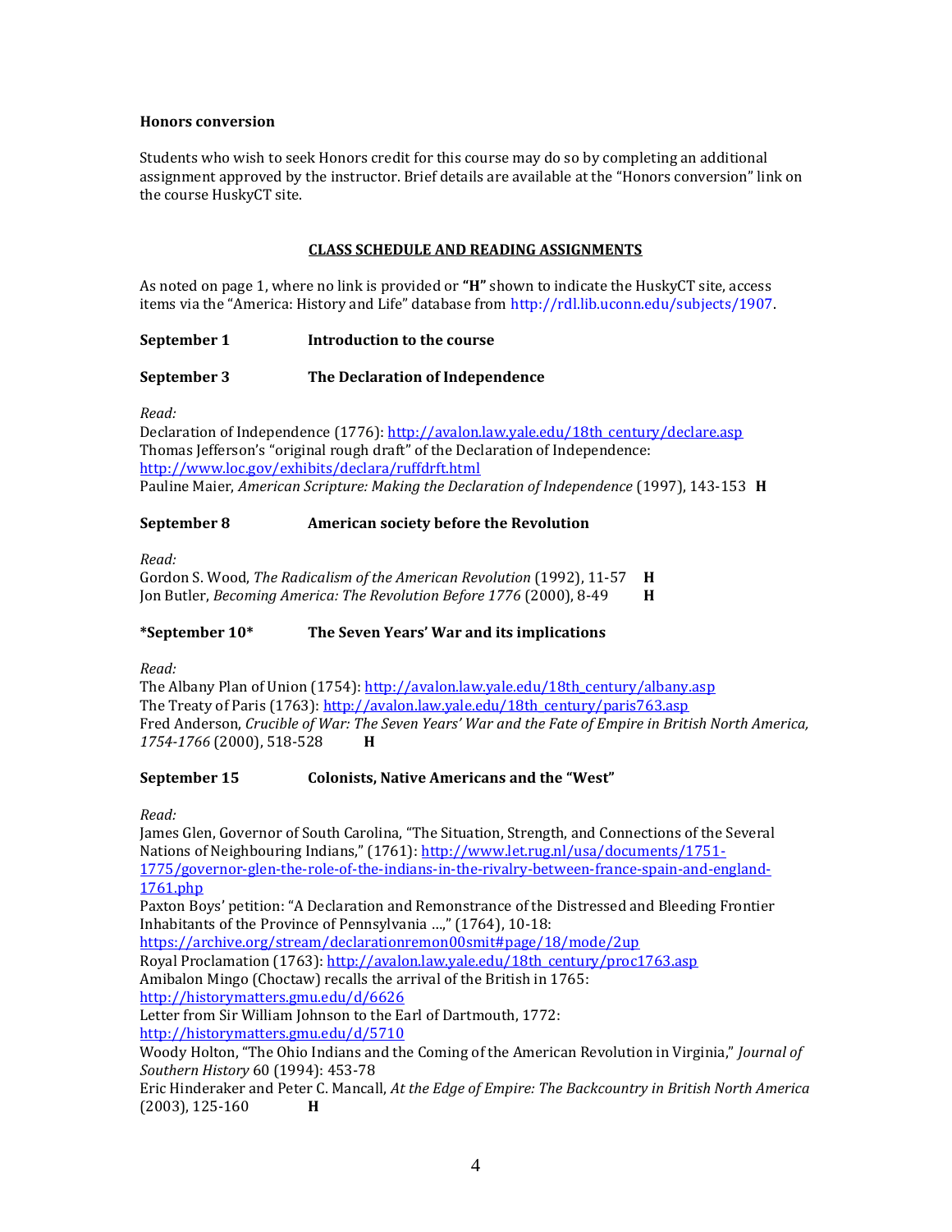**Honors conversion**

Students who wish to seek Honors credit for this course may do so by completing an additional assignment approved by the instructor. Brief details are available at the "Honors conversion" link on the course HuskyCT site.

**CLASS SCHEDULE AND READING ASSIGNMENTS**

As noted on page 1, where no link is provided or **"H"** shown to indicate the HuskyCT site, access items via the "America: History and Life" database from http://rdl.lib.uconn.edu/subjects/1907.

**September 1 Introduction to the course**

**September 3 The Declaration of Independence**

*Read:*
Declaration of Independence (1776): http://avalon.law.yale.edu/18th_century/declare.asp
Thomas Jefferson's "original rough draft" of the Declaration of Independence: http://www.loc.gov/exhibits/declara/ruffdrft.html
Pauline Maier, *American Scripture: Making the Declaration of Independence* (1997), 143-153 **H**

**September 8 American society before the Revolution**

*Read:*
Gordon S. Wood, *The Radicalism of the American Revolution* (1992), 11-57 **H**
Jon Butler, *Becoming America: The Revolution Before 1776* (2000), 8-49 **H**

**\*September 10\* The Seven Years' War and its implications**

*Read:*
The Albany Plan of Union (1754): http://avalon.law.yale.edu/18th_century/albany.asp
The Treaty of Paris (1763): http://avalon.law.yale.edu/18th_century/paris763.asp
Fred Anderson, *Crucible of War: The Seven Years' War and the Fate of Empire in British North America, 1754-1766* (2000), 518-528 **H**

**September 15 Colonists, Native Americans and the "West"**

*Read:*
James Glen, Governor of South Carolina, "The Situation, Strength, and Connections of the Several Nations of Neighbouring Indians," (1761): http://www.let.rug.nl/usa/documents/1751-1775/governor-glen-the-role-of-the-indians-in-the-rivalry-between-france-spain-and-england-1761.php
Paxton Boys' petition: "A Declaration and Remonstrance of the Distressed and Bleeding Frontier Inhabitants of the Province of Pennsylvania ...," (1764), 10-18: https://archive.org/stream/declarationremon00smit#page/18/mode/2up
Royal Proclamation (1763): http://avalon.law.yale.edu/18th_century/proc1763.asp
Amibalon Mingo (Choctaw) recalls the arrival of the British in 1765: http://historymatters.gmu.edu/d/6626
Letter from Sir William Johnson to the Earl of Dartmouth, 1772: http://historymatters.gmu.edu/d/5710
Woody Holton, "The Ohio Indians and the Coming of the American Revolution in Virginia," *Journal of Southern History* 60 (1994): 453-78
Eric Hinderaker and Peter C. Mancall, *At the Edge of Empire: The Backcountry in British North America* (2003), 125-160 **H**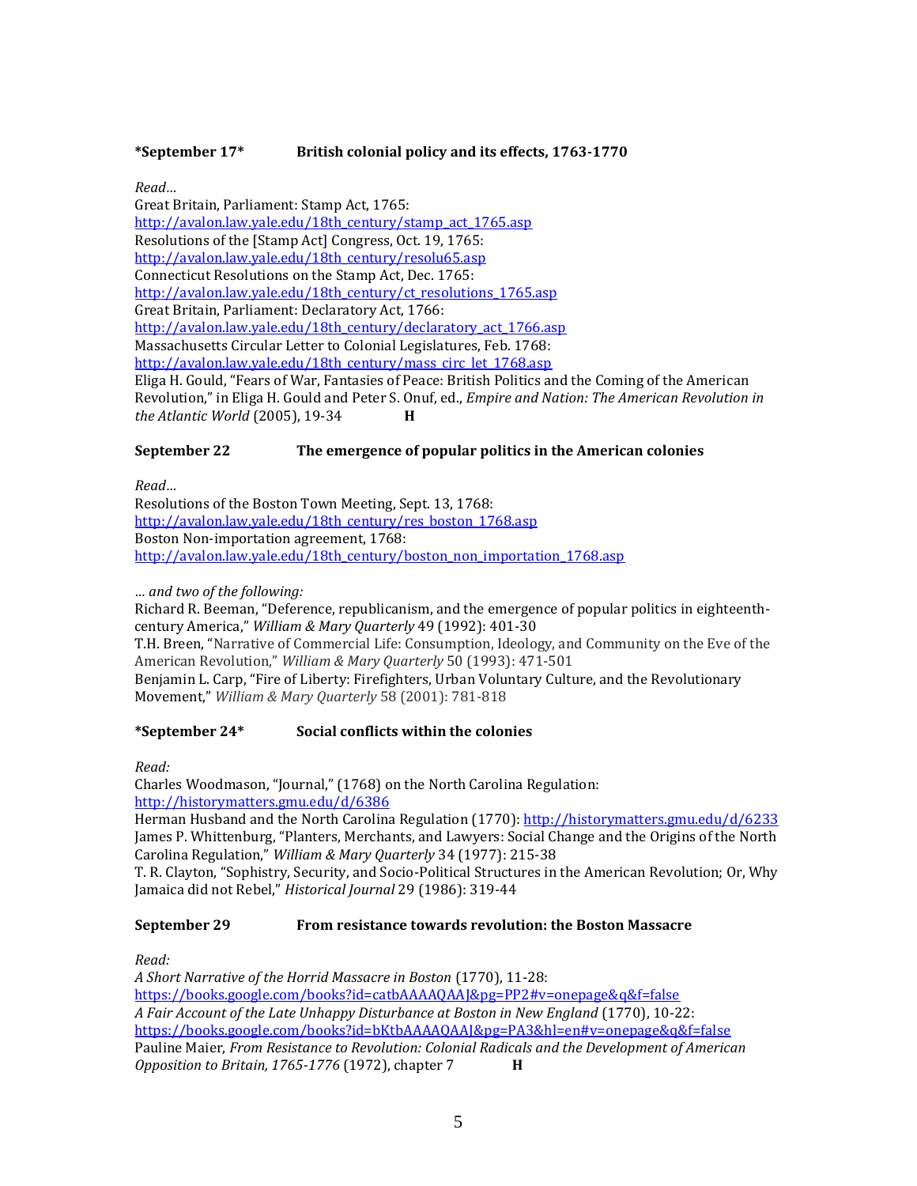**\*September 17\*		British colonial policy and its effects, 1763-1770**

*Read…*

Great Britain, Parliament: Stamp Act, 1765:
http://avalon.law.yale.edu/18th_century/stamp_act_1765.asp
Resolutions of the [Stamp Act] Congress, Oct. 19, 1765:
http://avalon.law.yale.edu/18th_century/resolu65.asp
Connecticut Resolutions on the Stamp Act, Dec. 1765:
http://avalon.law.yale.edu/18th_century/ct_resolutions_1765.asp
Great Britain, Parliament: Declaratory Act, 1766:
http://avalon.law.yale.edu/18th_century/declaratory_act_1766.asp
Massachusetts Circular Letter to Colonial Legislatures, Feb. 1768:
http://avalon.law.yale.edu/18th_century/mass_circ_let_1768.asp
Eliga H. Gould, "Fears of War, Fantasies of Peace: British Politics and the Coming of the American Revolution," in Eliga H. Gould and Peter S. Onuf, ed., *Empire and Nation: The American Revolution in the Atlantic World* (2005), 19-34 **H**

**September 22		The emergence of popular politics in the American colonies**

*Read…*

Resolutions of the Boston Town Meeting, Sept. 13, 1768:
http://avalon.law.yale.edu/18th_century/res_boston_1768.asp
Boston Non-importation agreement, 1768:
http://avalon.law.yale.edu/18th_century/boston_non_importation_1768.asp

*… and two of the following:*

Richard R. Beeman, "Deference, republicanism, and the emergence of popular politics in eighteenth-century America," *William & Mary Quarterly* 49 (1992): 401-30
T.H. Breen, "Narrative of Commercial Life: Consumption, Ideology, and Community on the Eve of the American Revolution," *William & Mary Quarterly* 50 (1993): 471-501
Benjamin L. Carp, "Fire of Liberty: Firefighters, Urban Voluntary Culture, and the Revolutionary Movement," *William & Mary Quarterly* 58 (2001): 781-818

**\*September 24\*		Social conflicts within the colonies**

*Read:*

Charles Woodmason, "Journal," (1768) on the North Carolina Regulation:
http://historymatters.gmu.edu/d/6386
Herman Husband and the North Carolina Regulation (1770): http://historymatters.gmu.edu/d/6233
James P. Whittenburg, "Planters, Merchants, and Lawyers: Social Change and the Origins of the North Carolina Regulation," *William & Mary Quarterly* 34 (1977): 215-38
T. R. Clayton, "Sophistry, Security, and Socio-Political Structures in the American Revolution; Or, Why Jamaica did not Rebel," *Historical Journal* 29 (1986): 319-44

**September 29		From resistance towards revolution: the Boston Massacre**

*Read:*

*A Short Narrative of the Horrid Massacre in Boston* (1770), 11-28:
https://books.google.com/books?id=catbAAAAQAAJ&pg=PP2#v=onepage&q&f=false
*A Fair Account of the Late Unhappy Disturbance at Boston in New England* (1770), 10-22:
https://books.google.com/books?id=bKtbAAAAQAAJ&pg=PA3&hl=en#v=onepage&q&f=false
Pauline Maier, *From Resistance to Revolution: Colonial Radicals and the Development of American Opposition to Britain, 1765-1776* (1972), chapter 7 **H**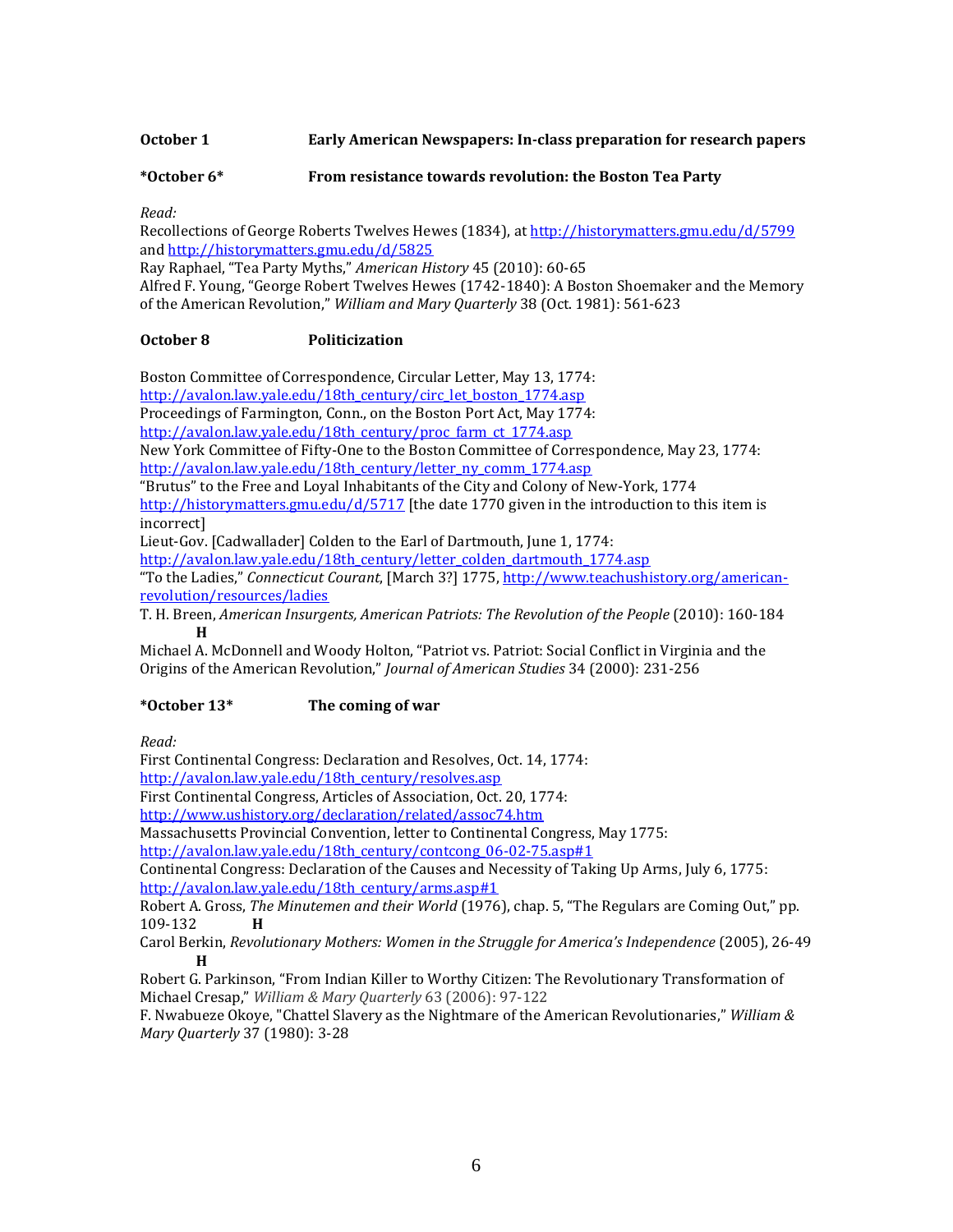**October 1 Early American Newspapers: In-class preparation for research papers**

**\*October 6\* From resistance towards revolution: the Boston Tea Party**

*Read:*

Recollections of George Roberts Twelves Hewes (1834), at http://historymatters.gmu.edu/d/5799 and http://historymatters.gmu.edu/d/5825

Ray Raphael, "Tea Party Myths," *American History* 45 (2010): 60-65

Alfred F. Young, "George Robert Twelves Hewes (1742-1840): A Boston Shoemaker and the Memory of the American Revolution," *William and Mary Quarterly* 38 (Oct. 1981): 561-623

**October 8 Politicization**

Boston Committee of Correspondence, Circular Letter, May 13, 1774: http://avalon.law.yale.edu/18th_century/circ_let_boston_1774.asp

Proceedings of Farmington, Conn., on the Boston Port Act, May 1774: http://avalon.law.yale.edu/18th_century/proc_farm_ct_1774.asp

New York Committee of Fifty-One to the Boston Committee of Correspondence, May 23, 1774: http://avalon.law.yale.edu/18th_century/letter_ny_comm_1774.asp

"Brutus" to the Free and Loyal Inhabitants of the City and Colony of New-York, 1774 http://historymatters.gmu.edu/d/5717 [the date 1770 given in the introduction to this item is incorrect]

Lieut-Gov. [Cadwallader] Colden to the Earl of Dartmouth, June 1, 1774: http://avalon.law.yale.edu/18th_century/letter_colden_dartmouth_1774.asp

"To the Ladies," *Connecticut Courant*, [March 3?] 1775, http://www.teachushistory.org/american-revolution/resources/ladies

T. H. Breen, *American Insurgents, American Patriots: The Revolution of the People* (2010): 160-184 **H**

Michael A. McDonnell and Woody Holton, "Patriot vs. Patriot: Social Conflict in Virginia and the Origins of the American Revolution," *Journal of American Studies* 34 (2000): 231-256

**\*October 13\* The coming of war**

*Read:*

First Continental Congress: Declaration and Resolves, Oct. 14, 1774: http://avalon.law.yale.edu/18th_century/resolves.asp

First Continental Congress, Articles of Association, Oct. 20, 1774: http://www.ushistory.org/declaration/related/assoc74.htm

Massachusetts Provincial Convention, letter to Continental Congress, May 1775: http://avalon.law.yale.edu/18th_century/contcong_06-02-75.asp#1

Continental Congress: Declaration of the Causes and Necessity of Taking Up Arms, July 6, 1775: http://avalon.law.yale.edu/18th_century/arms.asp#1

Robert A. Gross, *The Minutemen and their World* (1976), chap. 5, "The Regulars are Coming Out," pp. 109-132 **H**

Carol Berkin, *Revolutionary Mothers: Women in the Struggle for America's Independence* (2005), 26-49 **H**

Robert G. Parkinson, "From Indian Killer to Worthy Citizen: The Revolutionary Transformation of Michael Cresap," *William & Mary Quarterly* 63 (2006): 97-122

F. Nwabueze Okoye, "Chattel Slavery as the Nightmare of the American Revolutionaries," *William & Mary Quarterly* 37 (1980): 3-28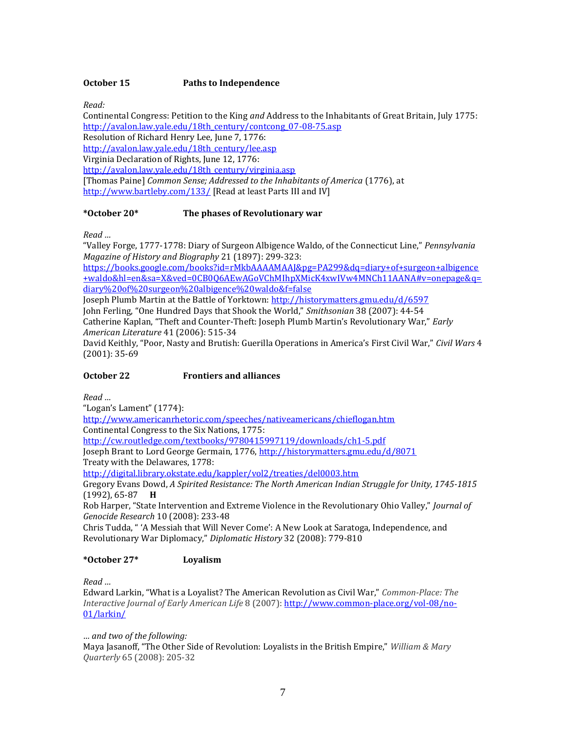**October 15 Paths to Independence**

*Read:*
Continental Congress: Petition to the King *and* Address to the Inhabitants of Great Britain, July 1775: http://avalon.law.yale.edu/18th_century/contcong_07-08-75.asp
Resolution of Richard Henry Lee, June 7, 1776:
http://avalon.law.yale.edu/18th_century/lee.asp
Virginia Declaration of Rights, June 12, 1776:
http://avalon.law.yale.edu/18th_century/virginia.asp
[Thomas Paine] *Common Sense; Addressed to the Inhabitants of America* (1776), at http://www.bartleby.com/133/ [Read at least Parts III and IV]

**\*October 20\* The phases of Revolutionary war**

*Read …*
"Valley Forge, 1777-1778: Diary of Surgeon Albigence Waldo, of the Connecticut Line," *Pennsylvania Magazine of History and Biography* 21 (1897): 299-323: https://books.google.com/books?id=rMkbAAAAMAAJ&pg=PA299&dq=diary+of+surgeon+albigence+waldo&hl=en&sa=X&ved=0CB0Q6AEwAGoVChMIhpXMicK4xwIVw4MNCh11AANA#v=onepage&q=diary%20of%20surgeon%20albigence%20waldo&f=false
Joseph Plumb Martin at the Battle of Yorktown: http://historymatters.gmu.edu/d/6597
John Ferling, "One Hundred Days that Shook the World," *Smithsonian* 38 (2007): 44-54
Catherine Kaplan, "Theft and Counter-Theft: Joseph Plumb Martin's Revolutionary War," *Early American Literature* 41 (2006): 515-34
David Keithly, "Poor, Nasty and Brutish: Guerilla Operations in America's First Civil War," *Civil Wars* 4 (2001): 35-69

**October 22 Frontiers and alliances**

*Read …*
"Logan's Lament" (1774):
http://www.americanrhetoric.com/speeches/nativeamericans/chieflogan.htm
Continental Congress to the Six Nations, 1775:
http://cw.routledge.com/textbooks/9780415997119/downloads/ch1-5.pdf
Joseph Brant to Lord George Germain, 1776, http://historymatters.gmu.edu/d/8071
Treaty with the Delawares, 1778:
http://digital.library.okstate.edu/kappler/vol2/treaties/del0003.htm
Gregory Evans Dowd, *A Spirited Resistance: The North American Indian Struggle for Unity, 1745-1815* (1992), 65-87 **H**
Rob Harper, "State Intervention and Extreme Violence in the Revolutionary Ohio Valley," *Journal of Genocide Research* 10 (2008): 233-48
Chris Tudda, " 'A Messiah that Will Never Come': A New Look at Saratoga, Independence, and Revolutionary War Diplomacy," *Diplomatic History* 32 (2008): 779-810

**\*October 27\* Loyalism**

*Read …*
Edward Larkin, "What is a Loyalist? The American Revolution as Civil War," *Common-Place: The Interactive Journal of Early American Life* 8 (2007): http://www.common-place.org/vol-08/no-01/larkin/

*… and two of the following:*
Maya Jasanoff, "The Other Side of Revolution: Loyalists in the British Empire," *William & Mary Quarterly* 65 (2008): 205-32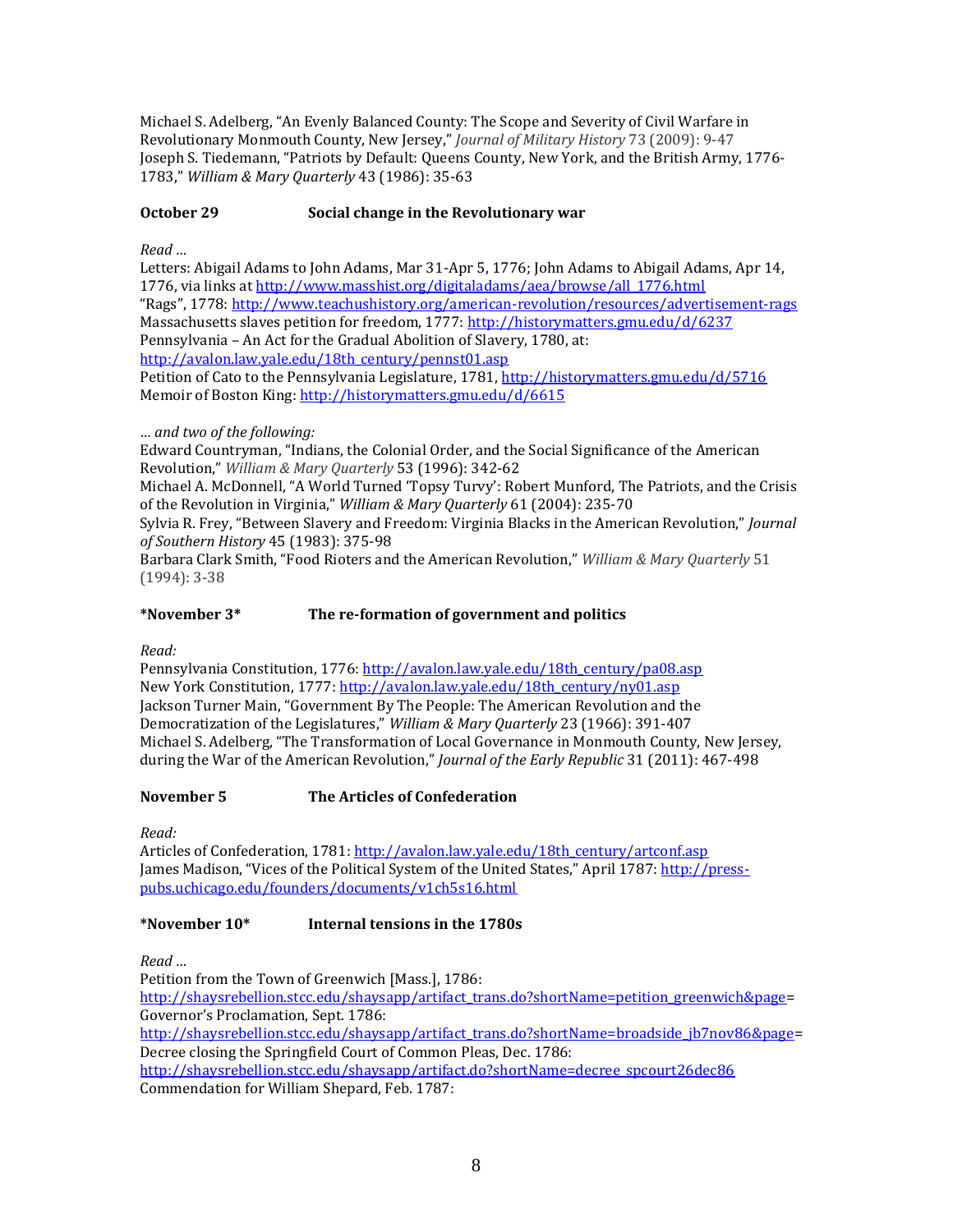Michael S. Adelberg, "An Evenly Balanced County: The Scope and Severity of Civil Warfare in Revolutionary Monmouth County, New Jersey," *Journal of Military History* 73 (2009): 9-47
Joseph S. Tiedemann, "Patriots by Default: Queens County, New York, and the British Army, 1776-1783," *William & Mary Quarterly* 43 (1986): 35-63

**October 29 Social change in the Revolutionary war**

*Read …*
Letters: Abigail Adams to John Adams, Mar 31-Apr 5, 1776; John Adams to Abigail Adams, Apr 14, 1776, via links at http://www.masshist.org/digitaladams/aea/browse/all_1776.html
"Rags", 1778: http://www.teachushistory.org/american-revolution/resources/advertisement-rags
Massachusetts slaves petition for freedom, 1777: http://historymatters.gmu.edu/d/6237
Pennsylvania – An Act for the Gradual Abolition of Slavery, 1780, at: http://avalon.law.yale.edu/18th_century/pennst01.asp
Petition of Cato to the Pennsylvania Legislature, 1781, http://historymatters.gmu.edu/d/5716
Memoir of Boston King: http://historymatters.gmu.edu/d/6615

*… and two of the following:*
Edward Countryman, "Indians, the Colonial Order, and the Social Significance of the American Revolution," *William & Mary Quarterly* 53 (1996): 342-62
Michael A. McDonnell, "A World Turned 'Topsy Turvy': Robert Munford, The Patriots, and the Crisis of the Revolution in Virginia," *William & Mary Quarterly* 61 (2004): 235-70
Sylvia R. Frey, "Between Slavery and Freedom: Virginia Blacks in the American Revolution," *Journal of Southern History* 45 (1983): 375-98
Barbara Clark Smith, "Food Rioters and the American Revolution," *William & Mary Quarterly* 51 (1994): 3-38

***November 3* The re-formation of government and politics**

*Read:*
Pennsylvania Constitution, 1776: http://avalon.law.yale.edu/18th_century/pa08.asp
New York Constitution, 1777: http://avalon.law.yale.edu/18th_century/ny01.asp
Jackson Turner Main, "Government By The People: The American Revolution and the Democratization of the Legislatures," *William & Mary Quarterly* 23 (1966): 391-407
Michael S. Adelberg, "The Transformation of Local Governance in Monmouth County, New Jersey, during the War of the American Revolution," *Journal of the Early Republic* 31 (2011): 467-498

**November 5 The Articles of Confederation**

*Read:*
Articles of Confederation, 1781: http://avalon.law.yale.edu/18th_century/artconf.asp
James Madison, "Vices of the Political System of the United States," April 1787: http://press-pubs.uchicago.edu/founders/documents/v1ch5s16.html

***November 10* Internal tensions in the 1780s**

*Read …*
Petition from the Town of Greenwich [Mass.], 1786: http://shaysrebellion.stcc.edu/shaysapp/artifact_trans.do?shortName=petition_greenwich&page=
Governor's Proclamation, Sept. 1786: http://shaysrebellion.stcc.edu/shaysapp/artifact_trans.do?shortName=broadside_jb7nov86&page=
Decree closing the Springfield Court of Common Pleas, Dec. 1786: http://shaysrebellion.stcc.edu/shaysapp/artifact.do?shortName=decree_spcourt26dec86
Commendation for William Shepard, Feb. 1787: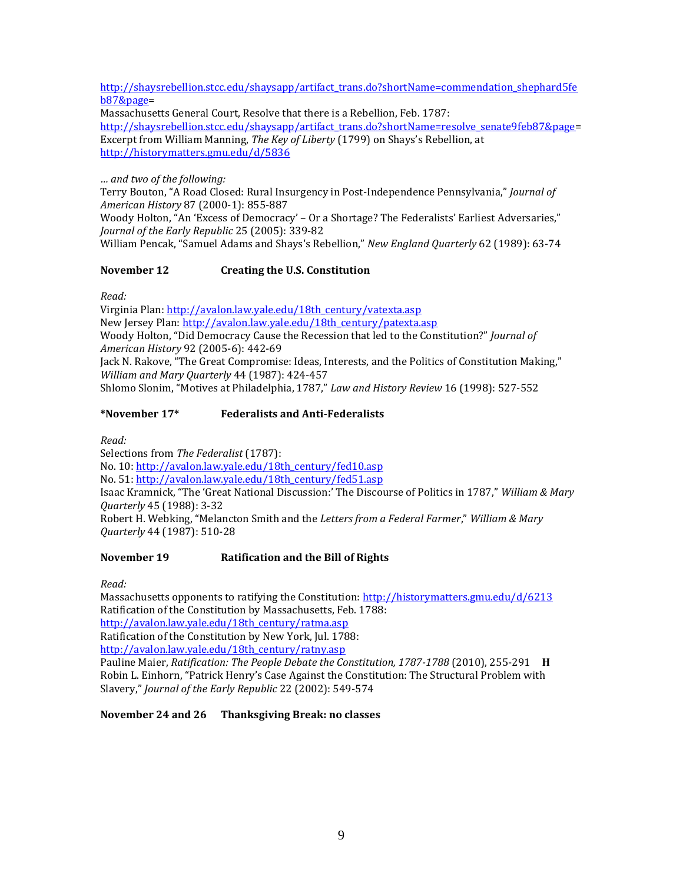http://shaysrebellion.stcc.edu/shaysapp/artifact_trans.do?shortName=commendation_shephard5feb87&page=
Massachusetts General Court, Resolve that there is a Rebellion, Feb. 1787:
http://shaysrebellion.stcc.edu/shaysapp/artifact_trans.do?shortName=resolve_senate9feb87&page=
Excerpt from William Manning, *The Key of Liberty* (1799) on Shays's Rebellion, at
http://historymatters.gmu.edu/d/5836

*... and two of the following:*
Terry Bouton, "A Road Closed: Rural Insurgency in Post-Independence Pennsylvania," *Journal of American History* 87 (2000-1): 855-887
Woody Holton, "An 'Excess of Democracy' – Or a Shortage? The Federalists' Earliest Adversaries," *Journal of the Early Republic* 25 (2005): 339-82
William Pencak, "Samuel Adams and Shays's Rebellion," *New England Quarterly* 62 (1989): 63-74

**November 12 Creating the U.S. Constitution**

*Read:*
Virginia Plan: http://avalon.law.yale.edu/18th_century/vatexta.asp
New Jersey Plan: http://avalon.law.yale.edu/18th_century/patexta.asp
Woody Holton, "Did Democracy Cause the Recession that led to the Constitution?" *Journal of American History* 92 (2005-6): 442-69
Jack N. Rakove, "The Great Compromise: Ideas, Interests, and the Politics of Constitution Making," *William and Mary Quarterly* 44 (1987): 424-457
Shlomo Slonim, "Motives at Philadelphia, 1787," *Law and History Review* 16 (1998): 527-552

**\*November 17\* Federalists and Anti-Federalists**

*Read:*
Selections from *The Federalist* (1787):
No. 10: http://avalon.law.yale.edu/18th_century/fed10.asp
No. 51: http://avalon.law.yale.edu/18th_century/fed51.asp
Isaac Kramnick, "The 'Great National Discussion:' The Discourse of Politics in 1787," *William & Mary Quarterly* 45 (1988): 3-32
Robert H. Webking, "Melancton Smith and the *Letters from a Federal Farmer*," *William & Mary Quarterly* 44 (1987): 510-28

**November 19 Ratification and the Bill of Rights**

*Read:*
Massachusetts opponents to ratifying the Constitution: http://historymatters.gmu.edu/d/6213
Ratification of the Constitution by Massachusetts, Feb. 1788:
http://avalon.law.yale.edu/18th_century/ratma.asp
Ratification of the Constitution by New York, Jul. 1788:
http://avalon.law.yale.edu/18th_century/ratny.asp
Pauline Maier, *Ratification: The People Debate the Constitution, 1787-1788* (2010), 255-291 **H**
Robin L. Einhorn, "Patrick Henry's Case Against the Constitution: The Structural Problem with Slavery," *Journal of the Early Republic* 22 (2002): 549-574

**November 24 and 26 Thanksgiving Break: no classes**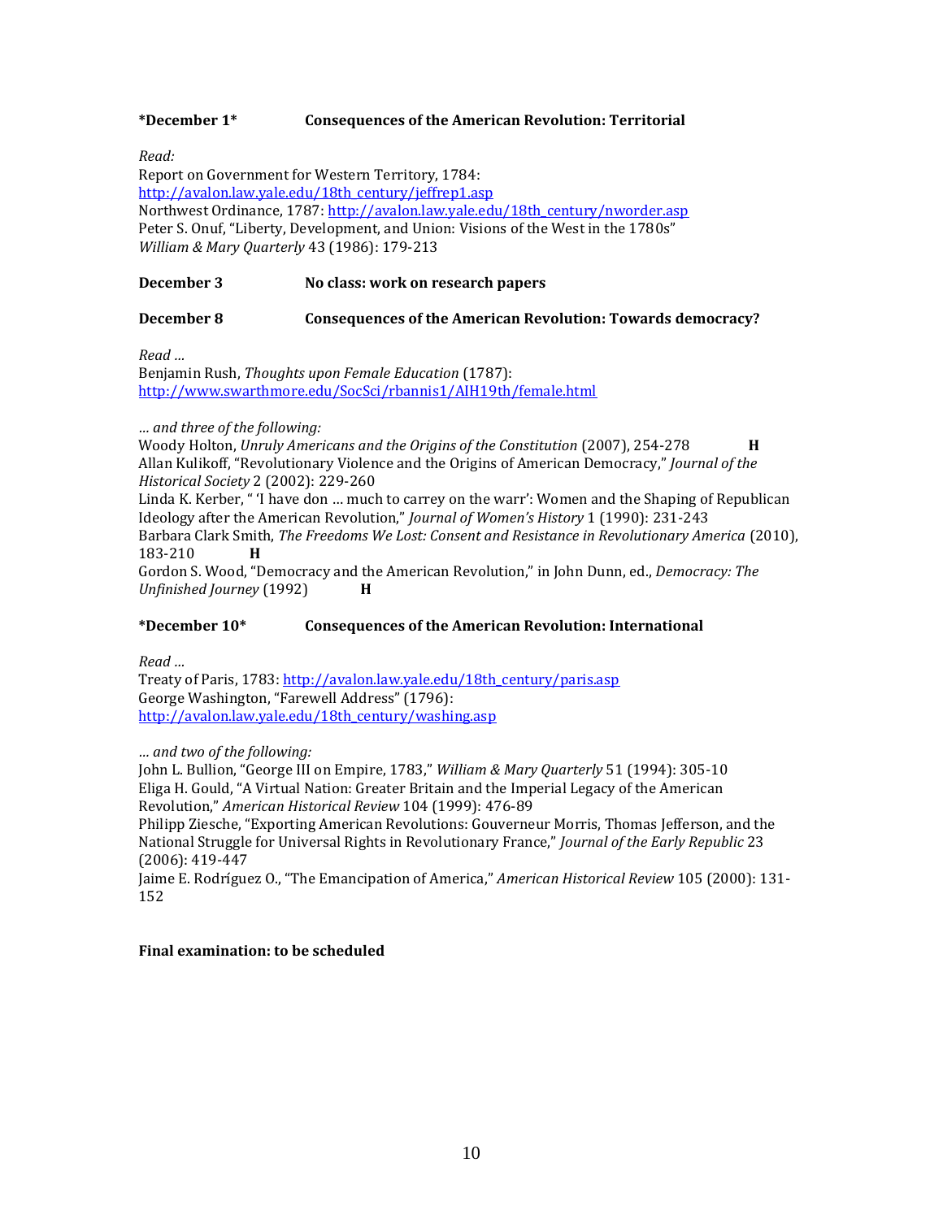**\*December 1\*** **Consequences of the American Revolution: Territorial**

*Read:*

Report on Government for Western Territory, 1784: http://avalon.law.yale.edu/18th_century/jeffrep1.asp

Northwest Ordinance, 1787: http://avalon.law.yale.edu/18th_century/nworder.asp

Peter S. Onuf, "Liberty, Development, and Union: Visions of the West in the 1780s" *William & Mary Quarterly* 43 (1986): 179-213

**December 3** **No class: work on research papers**

**December 8** **Consequences of the American Revolution: Towards democracy?**

*Read …*

Benjamin Rush, *Thoughts upon Female Education* (1787): http://www.swarthmore.edu/SocSci/rbannis1/AIH19th/female.html

*… and three of the following:*

Woody Holton, *Unruly Americans and the Origins of the Constitution* (2007), 254-278 **H**

Allan Kulikoff, "Revolutionary Violence and the Origins of American Democracy," *Journal of the Historical Society* 2 (2002): 229-260

Linda K. Kerber, " 'I have don … much to carrey on the warr': Women and the Shaping of Republican Ideology after the American Revolution," *Journal of Women's History* 1 (1990): 231-243

Barbara Clark Smith, *The Freedoms We Lost: Consent and Resistance in Revolutionary America* (2010), 183-210 **H**

Gordon S. Wood, "Democracy and the American Revolution," in John Dunn, ed., *Democracy: The Unfinished Journey* (1992) **H**

**\*December 10\*** **Consequences of the American Revolution: International**

*Read …*

Treaty of Paris, 1783: http://avalon.law.yale.edu/18th_century/paris.asp

George Washington, "Farewell Address" (1796): http://avalon.law.yale.edu/18th_century/washing.asp

*… and two of the following:*

John L. Bullion, "George III on Empire, 1783," *William & Mary Quarterly* 51 (1994): 305-10

Eliga H. Gould, "A Virtual Nation: Greater Britain and the Imperial Legacy of the American Revolution," *American Historical Review* 104 (1999): 476-89

Philipp Ziesche, "Exporting American Revolutions: Gouverneur Morris, Thomas Jefferson, and the National Struggle for Universal Rights in Revolutionary France," *Journal of the Early Republic* 23 (2006): 419-447

Jaime E. Rodríguez O., "The Emancipation of America," *American Historical Review* 105 (2000): 131-152

**Final examination: to be scheduled**